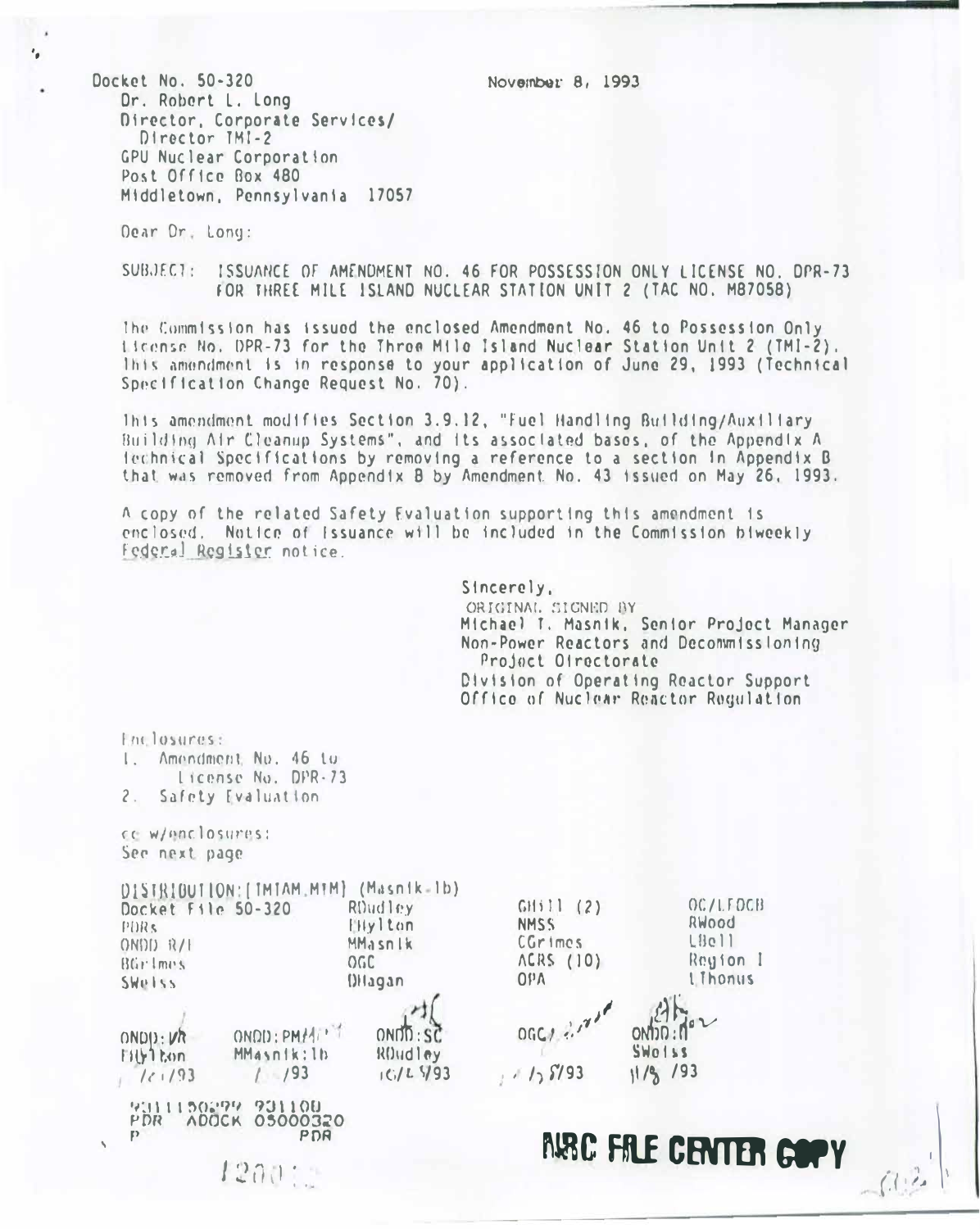Docket No. 50-320

November 8, 1993

Dr. Robert L. Long
Director, Corporate Services/
Director TMI-2
GPU Nuclear Corporation
Post Office Box 480
Middletown, Pennsylvania 17057

Dear Dr. Long:

SUBJECT: ISSUANCE OF AMENDMENT NO. 46 FOR POSSESSION ONLY LICENSE NO. DPR-73 FOR THREE MILE ISLAND NUCLEAR STATION UNIT 2 (TAC NO. M87058)

The Commission has issued the enclosed Amendment No. 46 to Possession Only License No. DPR-73 for the Three Mile Island Nuclear Station Unit 2 (TMI-2). This amendment is in response to your application of June 29, 1993 (Technical Specification Change Request No. 70).

This amendment modifies Section 3.9.12, "Fuel Handling Building/Auxiliary Building Air Cleanup Systems", and its associated bases, of the Appendix A Technical Specifications by removing a reference to a section in Appendix B that was removed from Appendix B by Amendment No. 43 issued on May 26, 1993.

A copy of the related Safety Evaluation supporting this amendment is enclosed. Notice of Issuance will be included in the Commission biweekly *Federal Register* notice.

Sincerely,
ORIGINAL SIGNED BY
Michael T. Masnik, Senior Project Manager
Non-Power Reactors and Decommissioning
Project Directorate
Division of Operating Reactor Support
Office of Nuclear Reactor Regulation

Enclosures:
1. Amendment No. 46 to License No. DPR-73
2. Safety Evaluation

cc w/enclosures:
See next page

DISTRIBUTION: [TMIAM.MTM] (Masnik-1b)

| | | | |
|---|---|---|---|
| Docket File 50-320 | RDudley | GHill (2) | OC/LFDCB |
| PDRs | EHylton | NMSS | RWood |
| ONDD R/F | MMasnik | CGrimes | LBell |
| BGrimes | OGC | ACRS (10) | Region I |
| SWeiss | DHagan | OPA | LThonus |

| ONDD:LA | ONDD:PM | ONDD:SC | OGC | ONDD:D |
|---|---|---|---|---|
| EHylton | MMasnik:lb | RDudley | | SWeiss |
| /  /93 | /  /93 | 10/25/93 | / /5/93 | 11/8 /93 |

9311150299 931108
PDR ADOCK 05000320
P PDR

NRC FILE CENTER COPY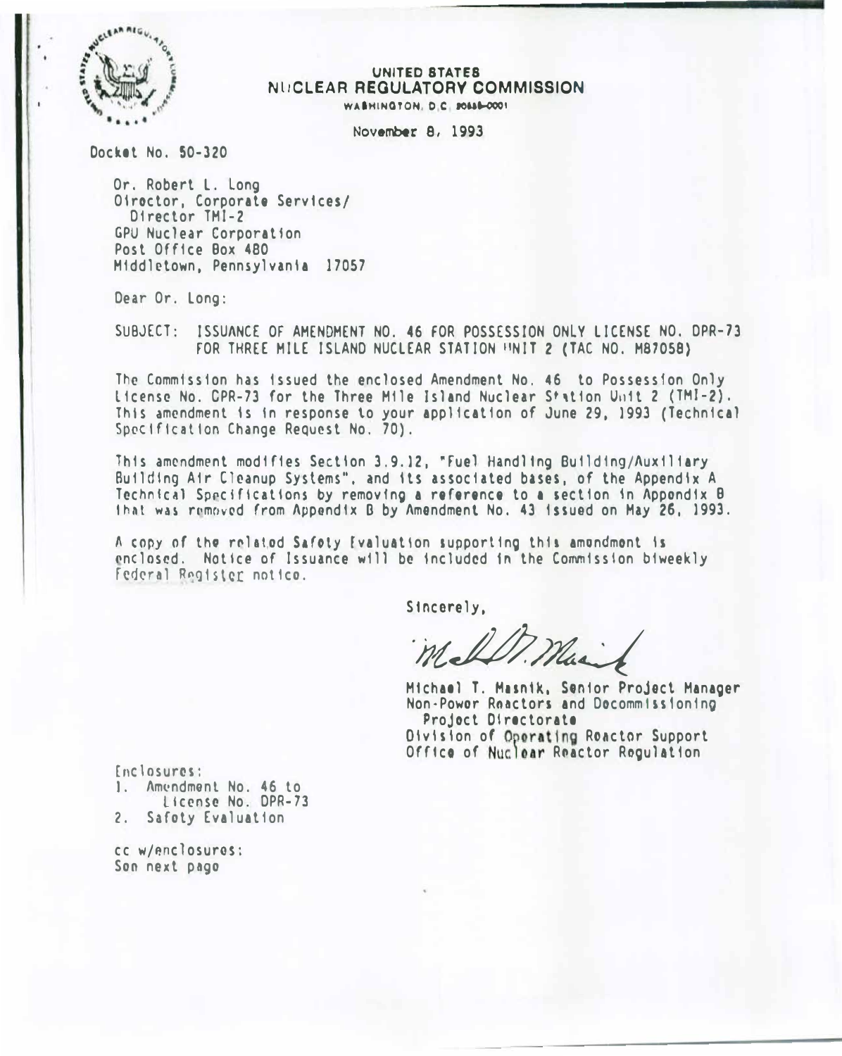UNITED STATES
NUCLEAR REGULATORY COMMISSION
WASHINGTON, D.C. 20555-0001

November 8, 1993

Docket No. 50-320

Dr. Robert L. Long
Director, Corporate Services/
Director TMI-2
GPU Nuclear Corporation
Post Office Box 480
Middletown, Pennsylvania 17057

Dear Dr. Long:

SUBJECT: ISSUANCE OF AMENDMENT NO. 46 FOR POSSESSION ONLY LICENSE NO. DPR-73 FOR THREE MILE ISLAND NUCLEAR STATION UNIT 2 (TAC NO. M87058)

The Commission has issued the enclosed Amendment No. 46 to Possession Only License No. DPR-73 for the Three Mile Island Nuclear Station Unit 2 (TMI-2). This amendment is in response to your application of June 29, 1993 (Technical Specification Change Request No. 70).

This amendment modifies Section 3.9.12, "Fuel Handling Building/Auxiliary Building Air Cleanup Systems", and its associated bases, of the Appendix A Technical Specifications by removing a reference to a section in Appendix B that was removed from Appendix B by Amendment No. 43 issued on May 26, 1993.

A copy of the related Safety Evaluation supporting this amendment is enclosed. Notice of Issuance will be included in the Commission biweekly Federal Register notice.

Sincerely,

Michael T. Masnik, Senior Project Manager
Non-Power Reactors and Decommissioning
Project Directorate
Division of Operating Reactor Support
Office of Nuclear Reactor Regulation

Enclosures:
1. Amendment No. 46 to License No. DPR-73
2. Safety Evaluation

cc w/enclosures:
See next page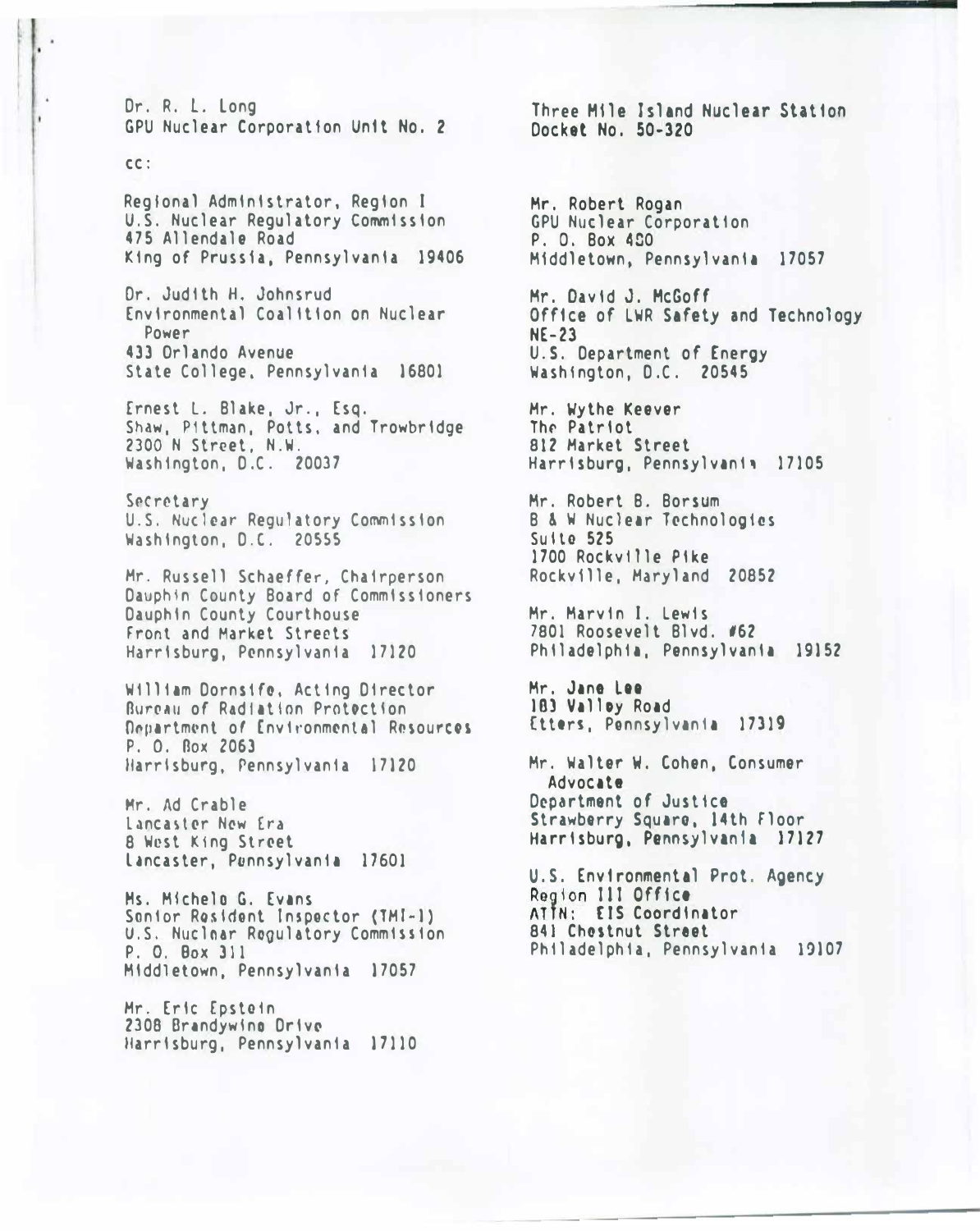Dr. R. L. Long
GPU Nuclear Corporation Unit No. 2

Three Mile Island Nuclear Station
Docket No. 50-320

cc:

Regional Administrator, Region I
U.S. Nuclear Regulatory Commission
475 Allendale Road
King of Prussia, Pennsylvania 19406

Dr. Judith H. Johnsrud
Environmental Coalition on Nuclear Power
433 Orlando Avenue
State College, Pennsylvania 16801

Ernest L. Blake, Jr., Esq.
Shaw, Pittman, Potts, and Trowbridge
2300 N Street, N.W.
Washington, D.C. 20037

Secretary
U.S. Nuclear Regulatory Commission
Washington, D.C. 20555

Mr. Russell Schaeffer, Chairperson
Dauphin County Board of Commissioners
Dauphin County Courthouse
Front and Market Streets
Harrisburg, Pennsylvania 17120

William Dornsife, Acting Director
Bureau of Radiation Protection
Department of Environmental Resources
P. O. Box 2063
Harrisburg, Pennsylvania 17120

Mr. Ad Crable
Lancaster New Era
8 West King Street
Lancaster, Pennsylvania 17601

Ms. Michele G. Evans
Senior Resident Inspector (TMI-1)
U.S. Nuclear Regulatory Commission
P. O. Box 311
Middletown, Pennsylvania 17057

Mr. Eric Epstein
2308 Brandywine Drive
Harrisburg, Pennsylvania 17110

Mr. Robert Rogan
GPU Nuclear Corporation
P. O. Box 480
Middletown, Pennsylvania 17057

Mr. David J. McGoff
Office of LWR Safety and Technology
NE-23
U.S. Department of Energy
Washington, D.C. 20545

Mr. Wythe Keever
The Patriot
812 Market Street
Harrisburg, Pennsylvania 17105

Mr. Robert B. Borsum
B & W Nuclear Technologies
Suite 525
1700 Rockville Pike
Rockville, Maryland 20852

Mr. Marvin I. Lewis
7801 Roosevelt Blvd. #62
Philadelphia, Pennsylvania 19152

Mr. Jane Lee
183 Valley Road
Etters, Pennsylvania 17319

Mr. Walter W. Cohen, Consumer Advocate
Department of Justice
Strawberry Square, 14th Floor
Harrisburg, Pennsylvania 17127

U.S. Environmental Prot. Agency
Region III Office
ATTN: EIS Coordinator
841 Chestnut Street
Philadelphia, Pennsylvania 19107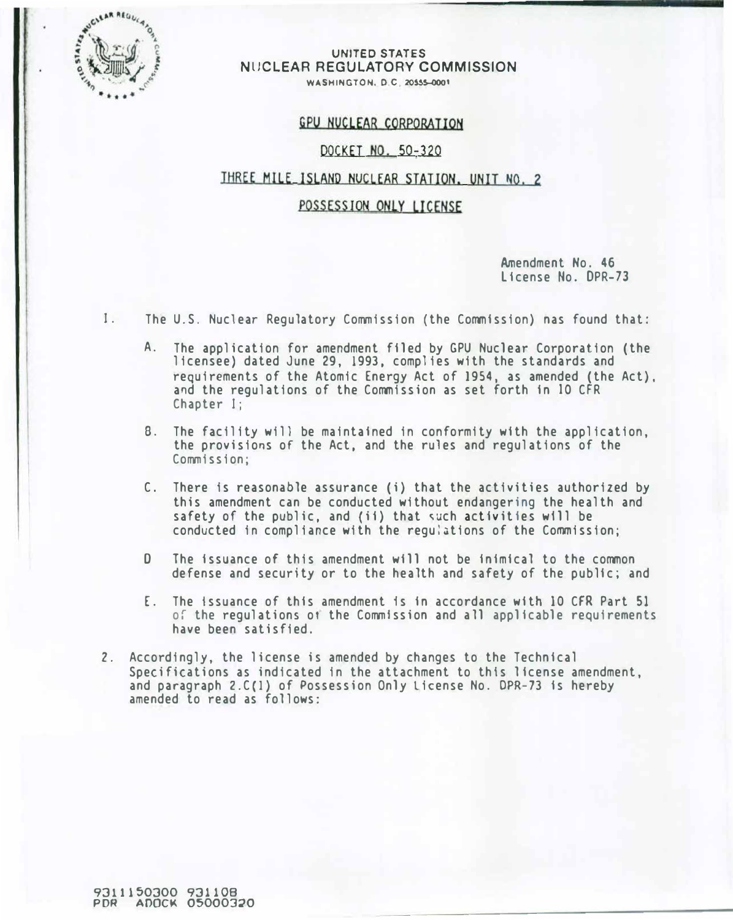UNITED STATES
NUCLEAR REGULATORY COMMISSION
WASHINGTON, D.C. 20555-0001

GPU NUCLEAR CORPORATION

DOCKET NO. 50-320

THREE MILE ISLAND NUCLEAR STATION, UNIT NO. 2

POSSESSION ONLY LICENSE

Amendment No. 46
License No. DPR-73

1. The U.S. Nuclear Regulatory Commission (the Commission) has found that:

   A. The application for amendment filed by GPU Nuclear Corporation (the licensee) dated June 29, 1993, complies with the standards and requirements of the Atomic Energy Act of 1954, as amended (the Act), and the regulations of the Commission as set forth in 10 CFR Chapter I;

   B. The facility will be maintained in conformity with the application, the provisions of the Act, and the rules and regulations of the Commission;

   C. There is reasonable assurance (i) that the activities authorized by this amendment can be conducted without endangering the health and safety of the public, and (ii) that such activities will be conducted in compliance with the regulations of the Commission;

   D The issuance of this amendment will not be inimical to the common defense and security or to the health and safety of the public; and

   E. The issuance of this amendment is in accordance with 10 CFR Part 51 of the regulations of the Commission and all applicable requirements have been satisfied.

2. Accordingly, the license is amended by changes to the Technical Specifications as indicated in the attachment to this license amendment, and paragraph 2.C(1) of Possession Only License No. DPR-73 is hereby amended to read as follows:

9311150300 931108
PDR ADOCK 05000320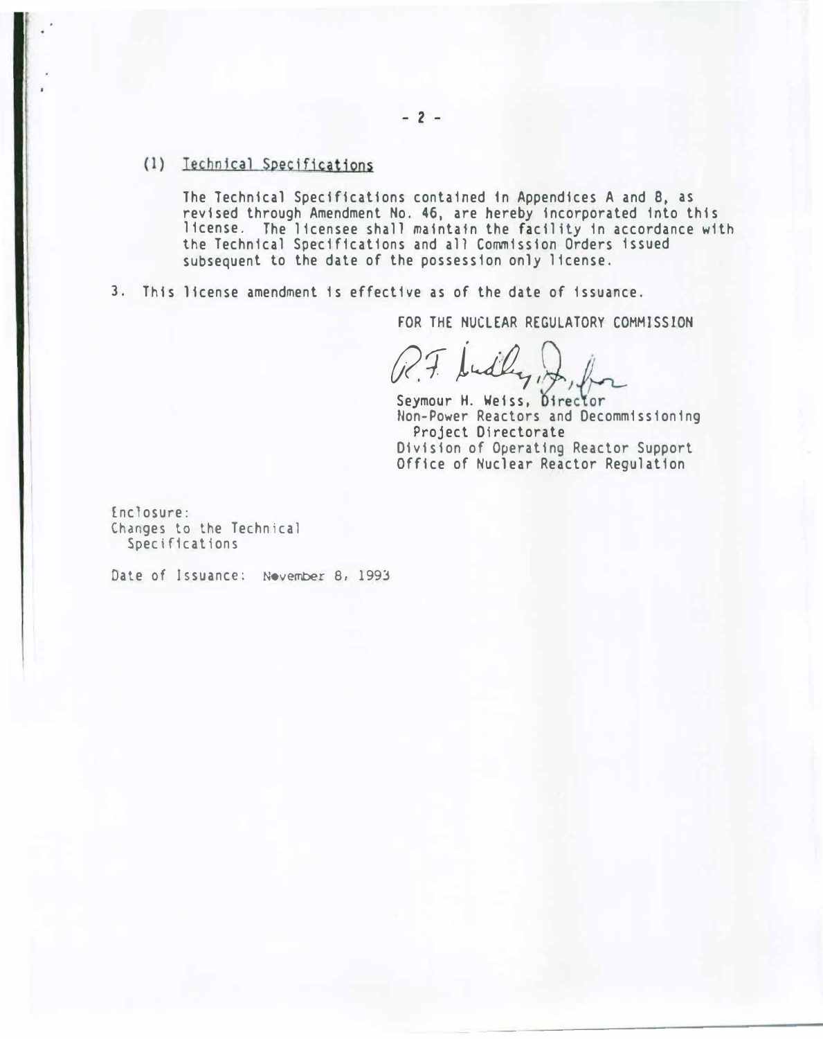(1) Technical Specifications

The Technical Specifications contained in Appendices A and B, as revised through Amendment No. 46, are hereby incorporated into this license. The licensee shall maintain the facility in accordance with the Technical Specifications and all Commission Orders issued subsequent to the date of the possession only license.

3. This license amendment is effective as of the date of issuance.

FOR THE NUCLEAR REGULATORY COMMISSION

R.F. Dudley, Jr., for

Seymour H. Weiss, Director
Non-Power Reactors and Decommissioning
Project Directorate
Division of Operating Reactor Support
Office of Nuclear Reactor Regulation

Enclosure:
Changes to the Technical
Specifications

Date of Issuance: November 8, 1993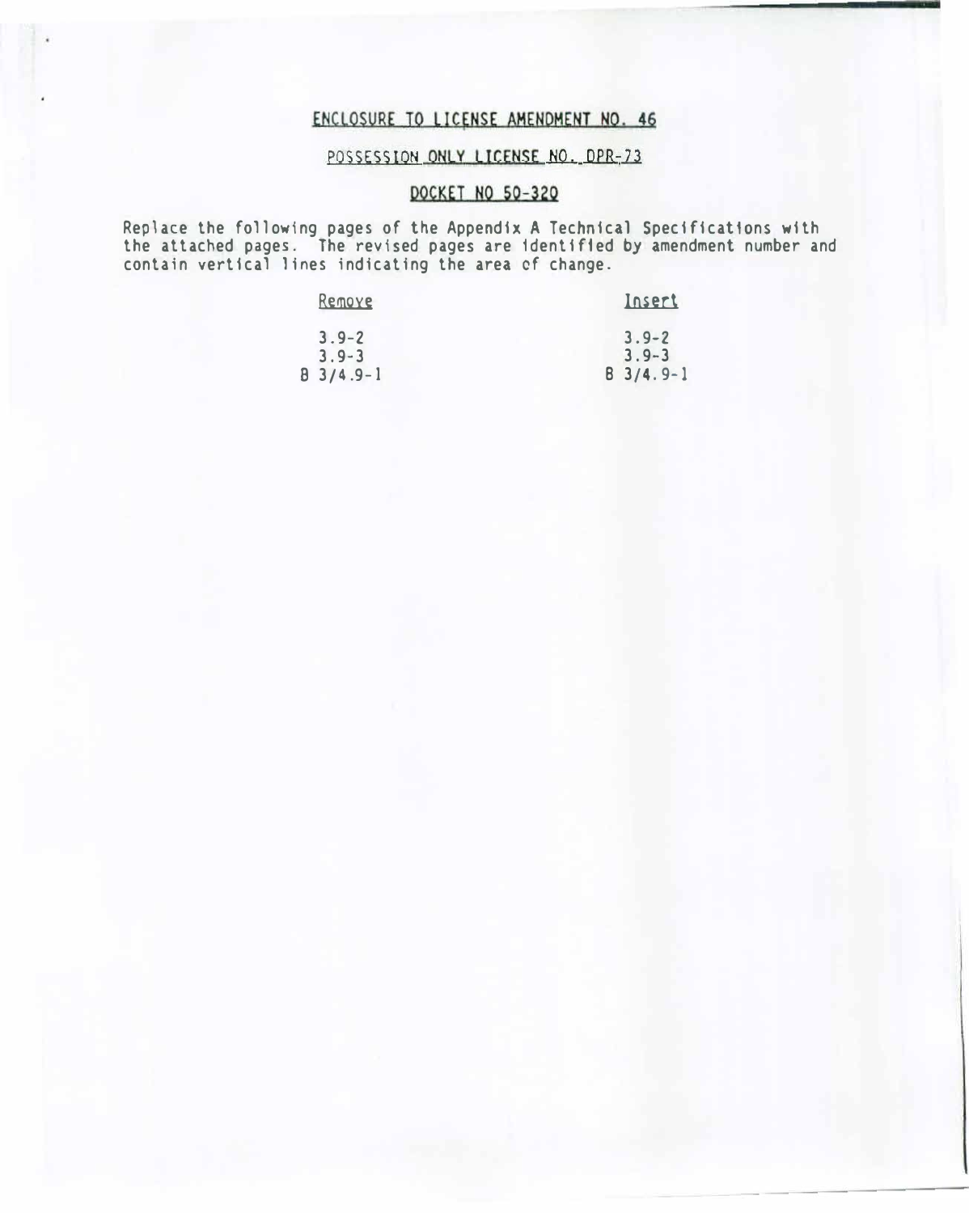# ENCLOSURE TO LICENSE AMENDMENT NO. 46

## POSSESSION ONLY LICENSE NO. DPR-73

## DOCKET NO 50-320

Replace the following pages of the Appendix A Technical Specifications with the attached pages. The revised pages are identified by amendment number and contain vertical lines indicating the area of change.

| Remove | Insert |
| --- | --- |
| 3.9-2 | 3.9-2 |
| 3.9-3 | 3.9-3 |
| B 3/4.9-1 | B 3/4.9-1 |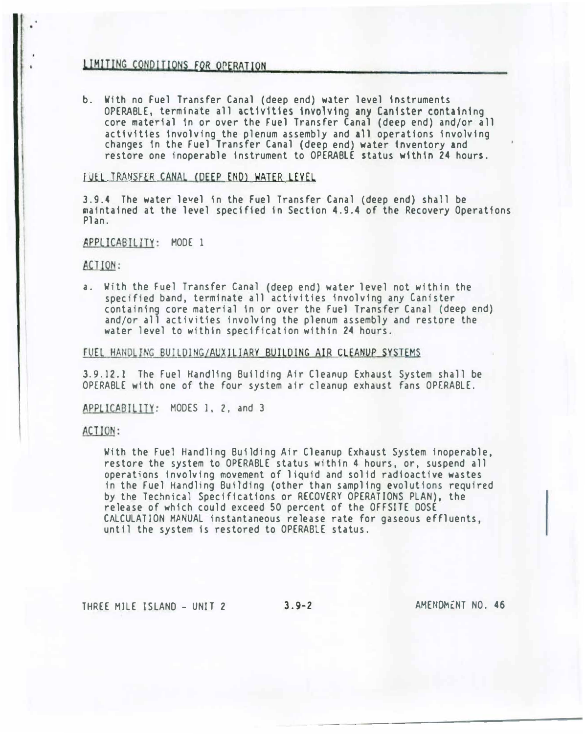## LIMITING CONDITIONS FOR OPERATION

b. With no Fuel Transfer Canal (deep end) water level instruments OPERABLE, terminate all activities involving any Canister containing core material in or over the Fuel Transfer Canal (deep end) and/or all activities involving the plenum assembly and all operations involving changes in the Fuel Transfer Canal (deep end) water inventory and restore one inoperable instrument to OPERABLE status within 24 hours.

### FUEL TRANSFER CANAL (DEEP END) WATER LEVEL

3.9.4 The water level in the Fuel Transfer Canal (deep end) shall be maintained at the level specified in Section 4.9.4 of the Recovery Operations Plan.

APPLICABILITY: MODE 1

ACTION:

a. With the Fuel Transfer Canal (deep end) water level not within the specified band, terminate all activities involving any Canister containing core material in or over the Fuel Transfer Canal (deep end) and/or all activities involving the plenum assembly and restore the water level to within specification within 24 hours.

### FUEL HANDLING BUILDING/AUXILIARY BUILDING AIR CLEANUP SYSTEMS

3.9.12.1 The Fuel Handling Building Air Cleanup Exhaust System shall be OPERABLE with one of the four system air cleanup exhaust fans OPERABLE.

APPLICABILITY: MODES 1, 2, and 3

ACTION:

With the Fuel Handling Building Air Cleanup Exhaust System inoperable, restore the system to OPERABLE status within 4 hours, or, suspend all operations involving movement of liquid and solid radioactive wastes in the Fuel Handling Building (other than sampling evolutions required by the Technical Specifications or RECOVERY OPERATIONS PLAN), the release of which could exceed 50 percent of the OFFSITE DOSE CALCULATION MANUAL instantaneous release rate for gaseous effluents, until the system is restored to OPERABLE status.

THREE MILE ISLAND - UNIT 2 3.9-2 AMENDMENT NO. 46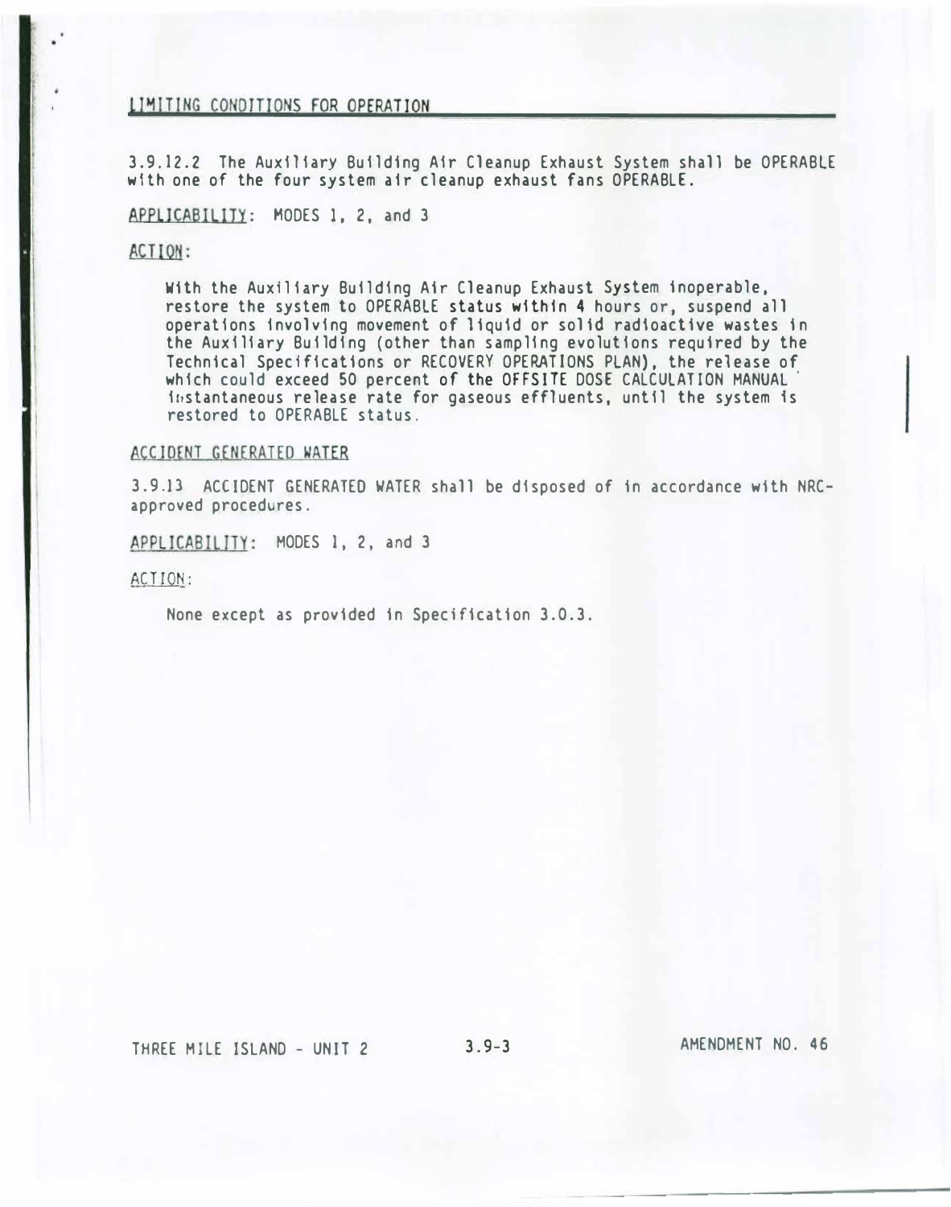## LIMITING CONDITIONS FOR OPERATION

3.9.12.2 The Auxiliary Building Air Cleanup Exhaust System shall be OPERABLE with one of the four system air cleanup exhaust fans OPERABLE.

APPLICABILITY: MODES 1, 2, and 3

ACTION:

With the Auxiliary Building Air Cleanup Exhaust System inoperable, restore the system to OPERABLE status within 4 hours or, suspend all operations involving movement of liquid or solid radioactive wastes in the Auxiliary Building (other than sampling evolutions required by the Technical Specifications or RECOVERY OPERATIONS PLAN), the release of which could exceed 50 percent of the OFFSITE DOSE CALCULATION MANUAL instantaneous release rate for gaseous effluents, until the system is restored to OPERABLE status.

### ACCIDENT GENERATED WATER

3.9.13 ACCIDENT GENERATED WATER shall be disposed of in accordance with NRC-approved procedures.

APPLICABILITY: MODES 1, 2, and 3

ACTION:

None except as provided in Specification 3.0.3.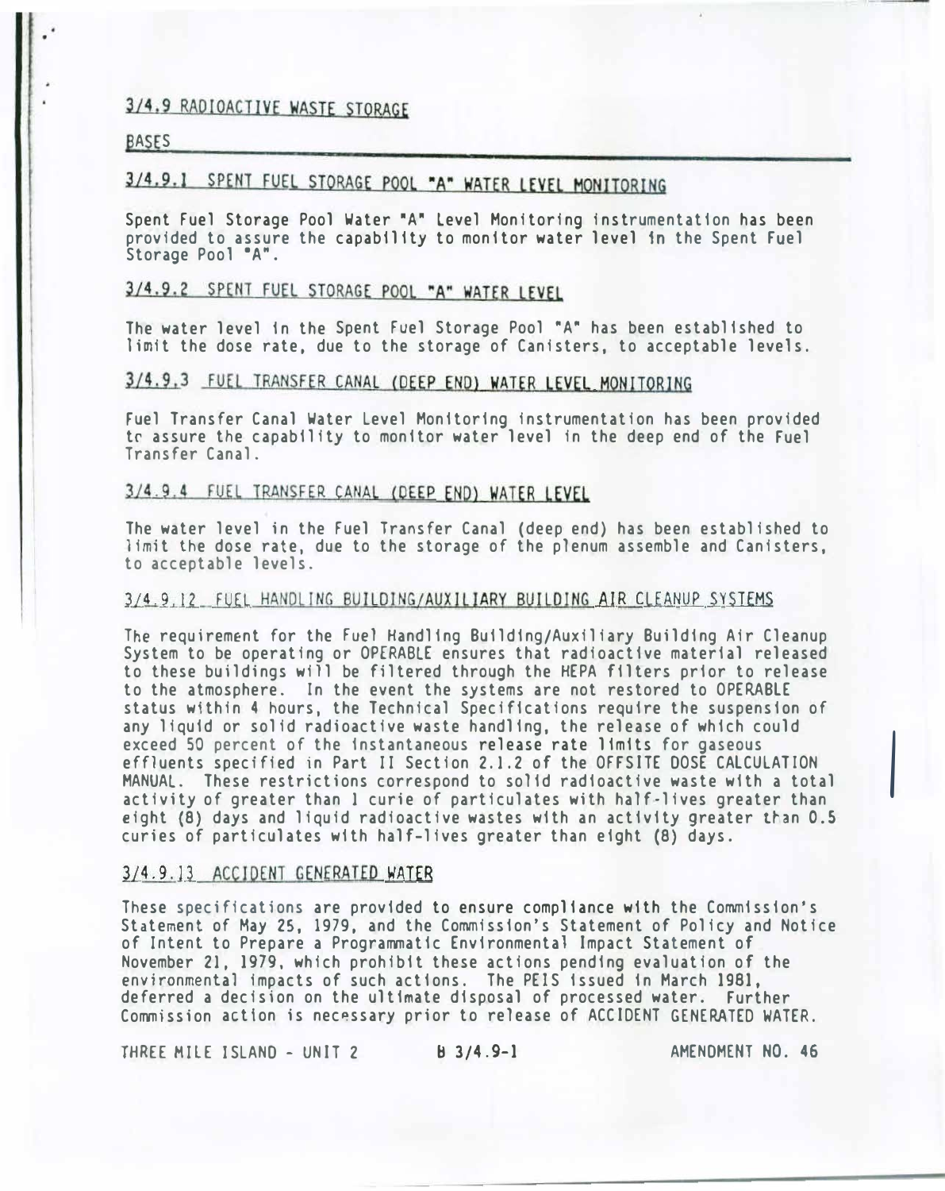## 3/4.9 RADIOACTIVE WASTE STORAGE

### BASES

#### 3/4.9.1 SPENT FUEL STORAGE POOL "A" WATER LEVEL MONITORING

Spent Fuel Storage Pool Water "A" Level Monitoring instrumentation has been provided to assure the capability to monitor water level in the Spent Fuel Storage Pool "A".

#### 3/4.9.2 SPENT FUEL STORAGE POOL "A" WATER LEVEL

The water level in the Spent Fuel Storage Pool "A" has been established to limit the dose rate, due to the storage of Canisters, to acceptable levels.

#### 3/4.9.3 FUEL TRANSFER CANAL (DEEP END) WATER LEVEL MONITORING

Fuel Transfer Canal Water Level Monitoring instrumentation has been provided to assure the capability to monitor water level in the deep end of the Fuel Transfer Canal.

#### 3/4.9.4 FUEL TRANSFER CANAL (DEEP END) WATER LEVEL

The water level in the Fuel Transfer Canal (deep end) has been established to limit the dose rate, due to the storage of the plenum assemble and Canisters, to acceptable levels.

#### 3/4.9.12 FUEL HANDLING BUILDING/AUXILIARY BUILDING AIR CLEANUP SYSTEMS

The requirement for the Fuel Handling Building/Auxiliary Building Air Cleanup System to be operating or OPERABLE ensures that radioactive material released to these buildings will be filtered through the HEPA filters prior to release to the atmosphere. In the event the systems are not restored to OPERABLE status within 4 hours, the Technical Specifications require the suspension of any liquid or solid radioactive waste handling, the release of which could exceed 50 percent of the instantaneous release rate limits for gaseous effluents specified in Part II Section 2.1.2 of the OFFSITE DOSE CALCULATION MANUAL. These restrictions correspond to solid radioactive waste with a total activity of greater than 1 curie of particulates with half-lives greater than eight (8) days and liquid radioactive wastes with an activity greater than 0.5 curies of particulates with half-lives greater than eight (8) days.

#### 3/4.9.13 ACCIDENT GENERATED WATER

These specifications are provided to ensure compliance with the Commission's Statement of May 25, 1979, and the Commission's Statement of Policy and Notice of Intent to Prepare a Programmatic Environmental Impact Statement of November 21, 1979, which prohibit these actions pending evaluation of the environmental impacts of such actions. The PEIS issued in March 1981, deferred a decision on the ultimate disposal of processed water. Further Commission action is necessary prior to release of ACCIDENT GENERATED WATER.

THREE MILE ISLAND - UNIT 2 B 3/4.9-1 AMENDMENT NO. 46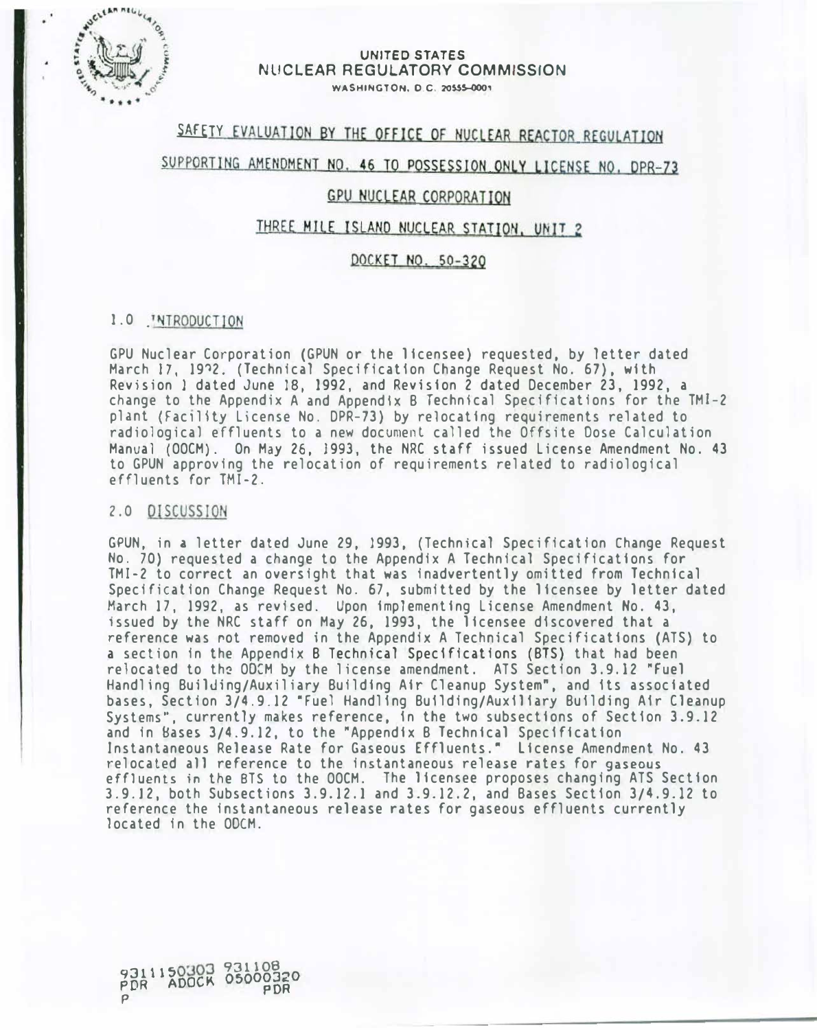UNITED STATES
NUCLEAR REGULATORY COMMISSION
WASHINGTON, D.C. 20555-0001

## SAFETY EVALUATION BY THE OFFICE OF NUCLEAR REACTOR REGULATION

## SUPPORTING AMENDMENT NO. 46 TO POSSESSION ONLY LICENSE NO. DPR-73

## GPU NUCLEAR CORPORATION

## THREE MILE ISLAND NUCLEAR STATION, UNIT 2

## DOCKET NO. 50-320

### 1.0 INTRODUCTION

GPU Nuclear Corporation (GPUN or the licensee) requested, by letter dated March 17, 1992, (Technical Specification Change Request No. 67), with Revision 1 dated June 18, 1992, and Revision 2 dated December 23, 1992, a change to the Appendix A and Appendix B Technical Specifications for the TMI-2 plant (Facility License No. DPR-73) by relocating requirements related to radiological effluents to a new document called the Offsite Dose Calculation Manual (ODCM). On May 26, 1993, the NRC staff issued License Amendment No. 43 to GPUN approving the relocation of requirements related to radiological effluents for TMI-2.

### 2.0 DISCUSSION

GPUN, in a letter dated June 29, 1993, (Technical Specification Change Request No. 70) requested a change to the Appendix A Technical Specifications for TMI-2 to correct an oversight that was inadvertently omitted from Technical Specification Change Request No. 67, submitted by the licensee by letter dated March 17, 1992, as revised. Upon implementing License Amendment No. 43, issued by the NRC staff on May 26, 1993, the licensee discovered that a reference was not removed in the Appendix A Technical Specifications (ATS) to a section in the Appendix B Technical Specifications (BTS) that had been relocated to the ODCM by the license amendment. ATS Section 3.9.12 "Fuel Handling Building/Auxiliary Building Air Cleanup System", and its associated bases, Section 3/4.9.12 "Fuel Handling Building/Auxiliary Building Air Cleanup Systems", currently makes reference, in the two subsections of Section 3.9.12 and in Bases 3/4.9.12, to the "Appendix B Technical Specification Instantaneous Release Rate for Gaseous Effluents." License Amendment No. 43 relocated all reference to the instantaneous release rates for gaseous effluents in the BTS to the ODCM. The licensee proposes changing ATS Section 3.9.12, both Subsections 3.9.12.1 and 3.9.12.2, and Bases Section 3/4.9.12 to reference the instantaneous release rates for gaseous effluents currently located in the ODCM.

9311150303 931108
PDR ADOCK 05000320
P PDR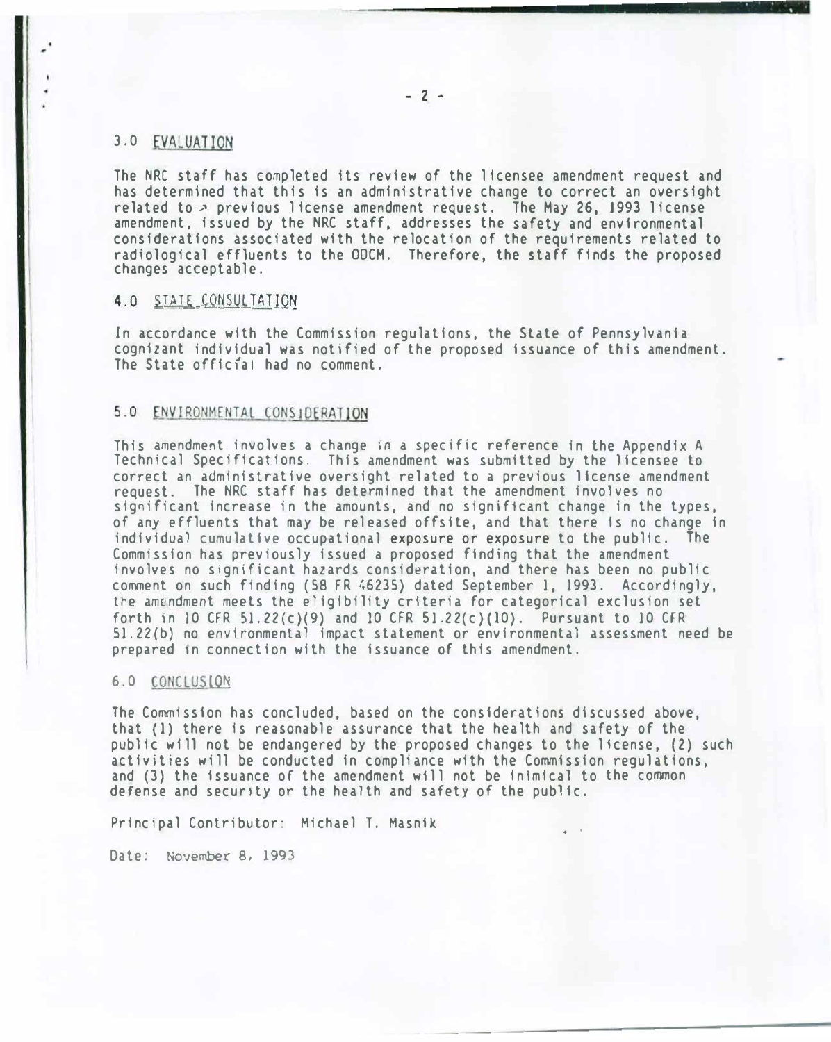## 3.0 EVALUATION

The NRC staff has completed its review of the licensee amendment request and has determined that this is an administrative change to correct an oversight related to a previous license amendment request. The May 26, 1993 license amendment, issued by the NRC staff, addresses the safety and environmental considerations associated with the relocation of the requirements related to radiological effluents to the ODCM. Therefore, the staff finds the proposed changes acceptable.

## 4.0 STATE CONSULTATION

In accordance with the Commission regulations, the State of Pennsylvania cognizant individual was notified of the proposed issuance of this amendment. The State official had no comment.

## 5.0 ENVIRONMENTAL CONSIDERATION

This amendment involves a change in a specific reference in the Appendix A Technical Specifications. This amendment was submitted by the licensee to correct an administrative oversight related to a previous license amendment request. The NRC staff has determined that the amendment involves no significant increase in the amounts, and no significant change in the types, of any effluents that may be released offsite, and that there is no change in individual cumulative occupational exposure or exposure to the public. The Commission has previously issued a proposed finding that the amendment involves no significant hazards consideration, and there has been no public comment on such finding (58 FR 46235) dated September 1, 1993. Accordingly, the amendment meets the eligibility criteria for categorical exclusion set forth in 10 CFR 51.22(c)(9) and 10 CFR 51.22(c)(10). Pursuant to 10 CFR 51.22(b) no environmental impact statement or environmental assessment need be prepared in connection with the issuance of this amendment.

## 6.0 CONCLUSION

The Commission has concluded, based on the considerations discussed above, that (1) there is reasonable assurance that the health and safety of the public will not be endangered by the proposed changes to the license, (2) such activities will be conducted in compliance with the Commission regulations, and (3) the issuance of the amendment will not be inimical to the common defense and security or the health and safety of the public.

Principal Contributor: Michael T. Masnik

Date: November 8, 1993